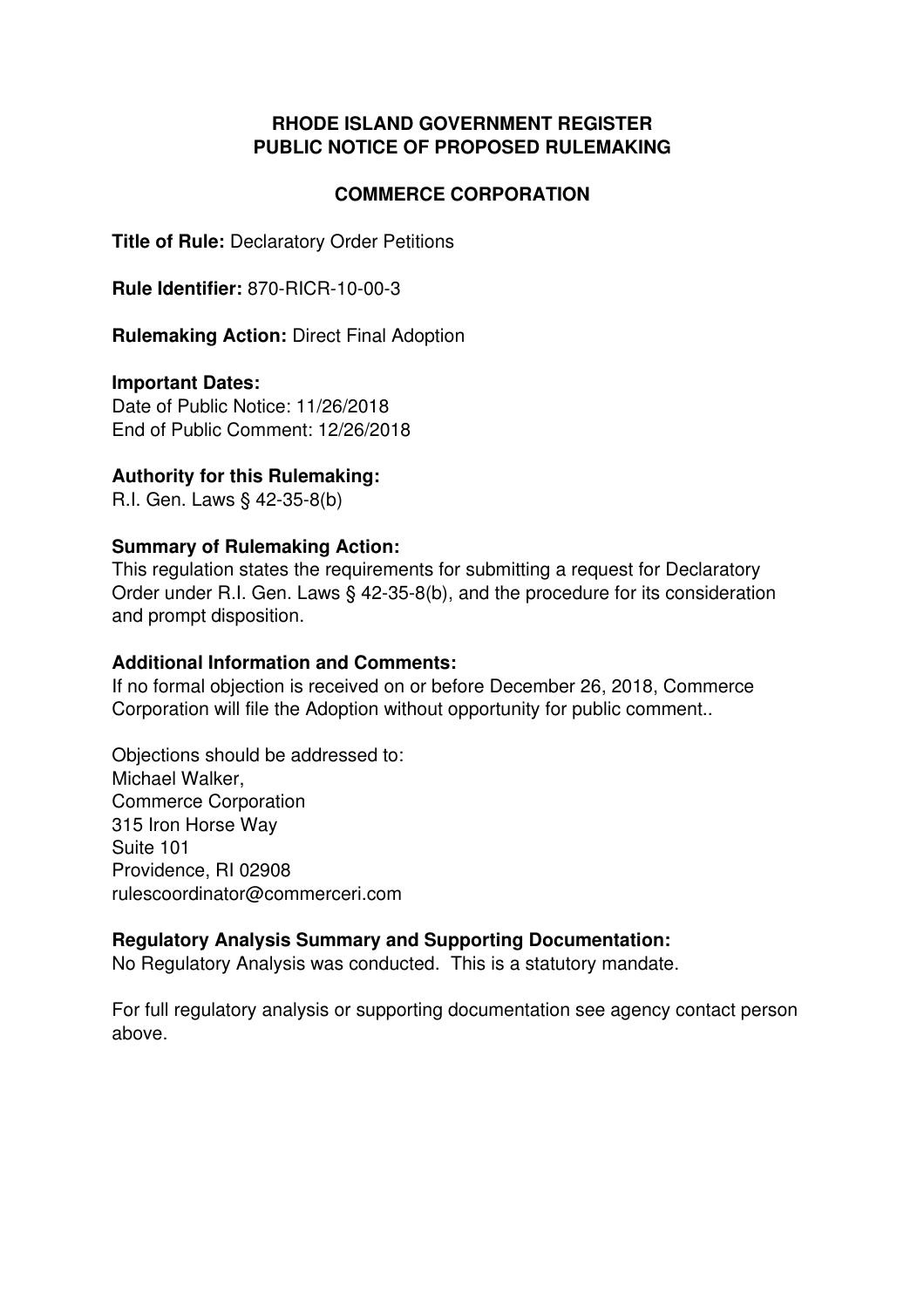# RHODE ISLAND GOVERNMENT REGISTER
# PUBLIC NOTICE OF PROPOSED RULEMAKING

## COMMERCE CORPORATION

**Title of Rule:** Declaratory Order Petitions

**Rule Identifier:** 870-RICR-10-00-3

**Rulemaking Action:** Direct Final Adoption

**Important Dates:**
Date of Public Notice: 11/26/2018
End of Public Comment: 12/26/2018

**Authority for this Rulemaking:**
R.I. Gen. Laws § 42-35-8(b)

**Summary of Rulemaking Action:**
This regulation states the requirements for submitting a request for Declaratory Order under R.I. Gen. Laws § 42-35-8(b), and the procedure for its consideration and prompt disposition.

**Additional Information and Comments:**
If no formal objection is received on or before December 26, 2018, Commerce Corporation will file the Adoption without opportunity for public comment..

Objections should be addressed to:
Michael Walker,
Commerce Corporation
315 Iron Horse Way
Suite 101
Providence, RI 02908
rulescoordinator@commerceri.com

**Regulatory Analysis Summary and Supporting Documentation:**
No Regulatory Analysis was conducted. This is a statutory mandate.

For full regulatory analysis or supporting documentation see agency contact person above.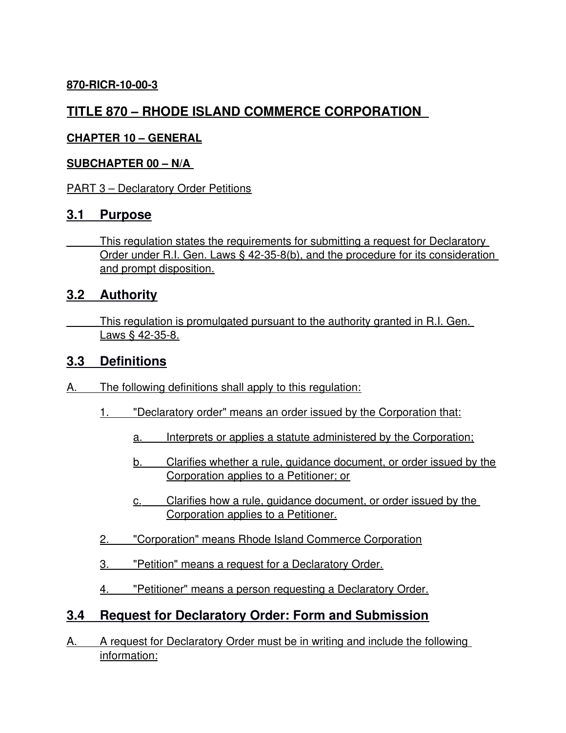**870-RICR-10-00-3**

# TITLE 870 – RHODE ISLAND COMMERCE CORPORATION

### CHAPTER 10 – GENERAL

### SUBCHAPTER 00 – N/A

PART 3 – Declaratory Order Petitions

## 3.1 Purpose

This regulation states the requirements for submitting a request for Declaratory Order under R.I. Gen. Laws § 42-35-8(b), and the procedure for its consideration and prompt disposition.

## 3.2 Authority

This regulation is promulgated pursuant to the authority granted in R.I. Gen. Laws § 42-35-8.

## 3.3 Definitions

A. The following definitions shall apply to this regulation:

1. "Declaratory order" means an order issued by the Corporation that:

   a. Interprets or applies a statute administered by the Corporation;

   b. Clarifies whether a rule, guidance document, or order issued by the Corporation applies to a Petitioner; or

   c. Clarifies how a rule, guidance document, or order issued by the Corporation applies to a Petitioner.

2. "Corporation" means Rhode Island Commerce Corporation

3. "Petition" means a request for a Declaratory Order.

4. "Petitioner" means a person requesting a Declaratory Order.

## 3.4 Request for Declaratory Order: Form and Submission

A. A request for Declaratory Order must be in writing and include the following information: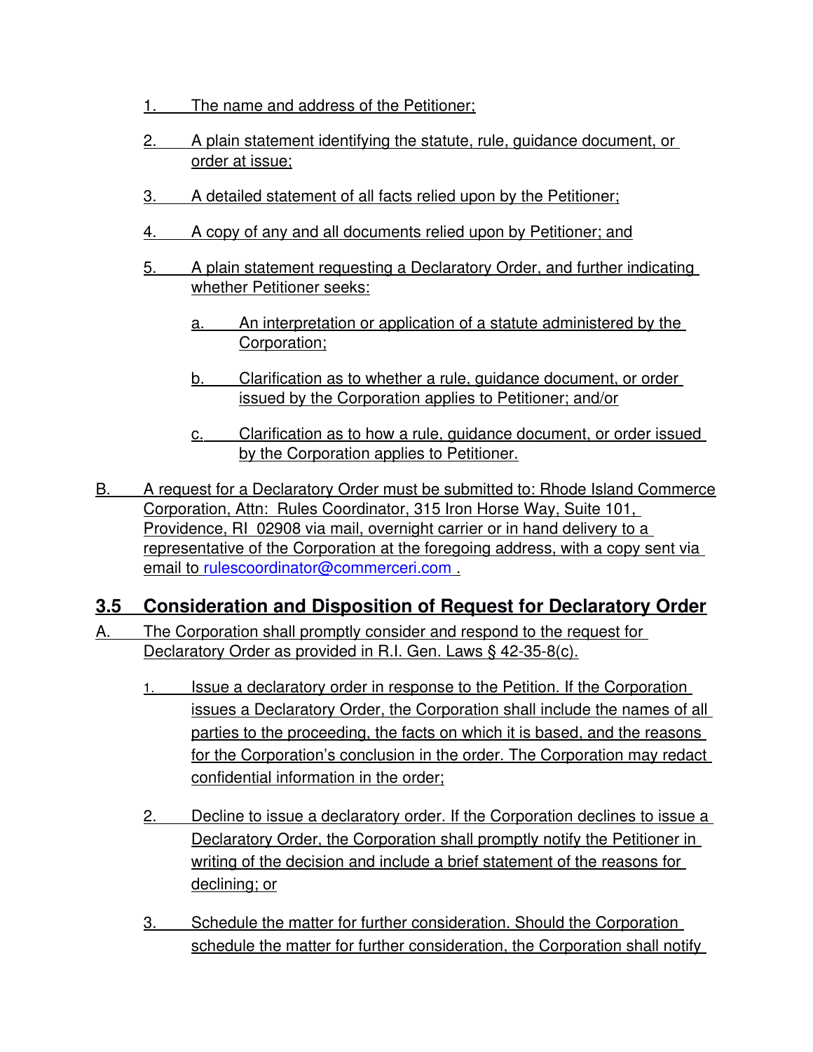1. The name and address of the Petitioner;

2. A plain statement identifying the statute, rule, guidance document, or order at issue;

3. A detailed statement of all facts relied upon by the Petitioner;

4. A copy of any and all documents relied upon by Petitioner; and

5. A plain statement requesting a Declaratory Order, and further indicating whether Petitioner seeks:

   a. An interpretation or application of a statute administered by the Corporation;

   b. Clarification as to whether a rule, guidance document, or order issued by the Corporation applies to Petitioner; and/or

   c. Clarification as to how a rule, guidance document, or order issued by the Corporation applies to Petitioner.

B. A request for a Declaratory Order must be submitted to: Rhode Island Commerce Corporation, Attn: Rules Coordinator, 315 Iron Horse Way, Suite 101, Providence, RI 02908 via mail, overnight carrier or in hand delivery to a representative of the Corporation at the foregoing address, with a copy sent via email to rulescoordinator@commerceri.com .

## 3.5 Consideration and Disposition of Request for Declaratory Order

A. The Corporation shall promptly consider and respond to the request for Declaratory Order as provided in R.I. Gen. Laws § 42-35-8(c).

1. Issue a declaratory order in response to the Petition. If the Corporation issues a Declaratory Order, the Corporation shall include the names of all parties to the proceeding, the facts on which it is based, and the reasons for the Corporation's conclusion in the order. The Corporation may redact confidential information in the order;

2. Decline to issue a declaratory order. If the Corporation declines to issue a Declaratory Order, the Corporation shall promptly notify the Petitioner in writing of the decision and include a brief statement of the reasons for declining; or

3. Schedule the matter for further consideration. Should the Corporation schedule the matter for further consideration, the Corporation shall notify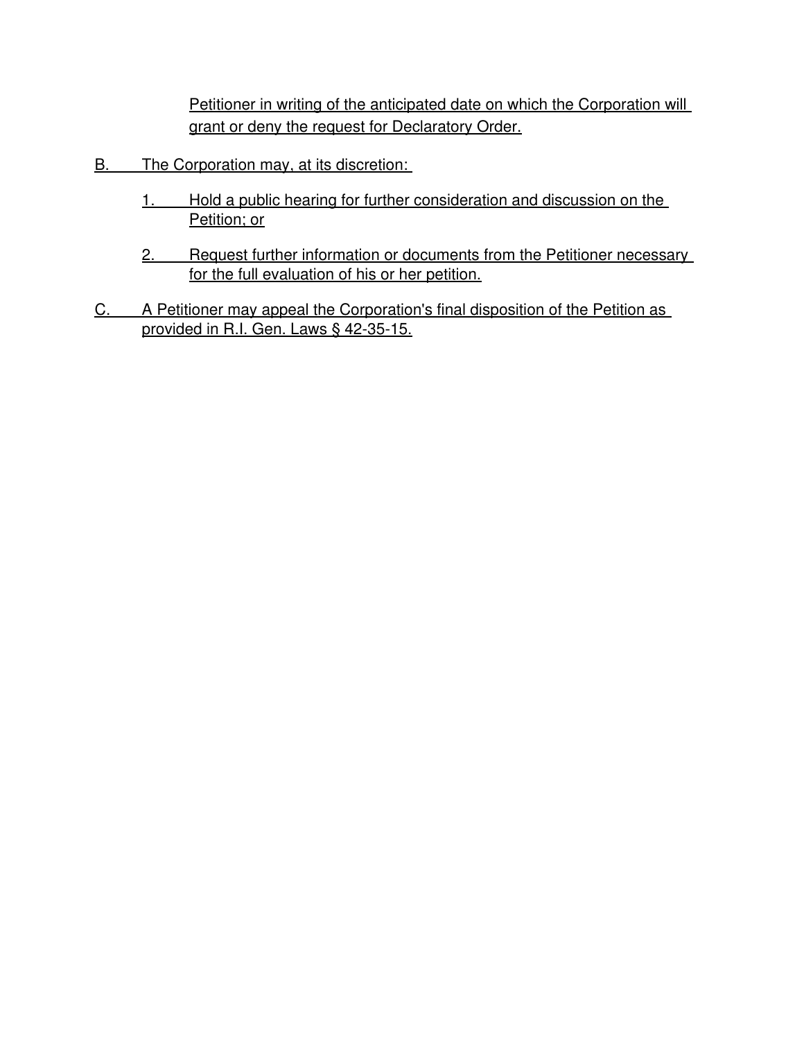Petitioner in writing of the anticipated date on which the Corporation will grant or deny the request for Declaratory Order.

B. The Corporation may, at its discretion:

1. Hold a public hearing for further consideration and discussion on the Petition; or

2. Request further information or documents from the Petitioner necessary for the full evaluation of his or her petition.

C. A Petitioner may appeal the Corporation's final disposition of the Petition as provided in R.I. Gen. Laws § 42-35-15.